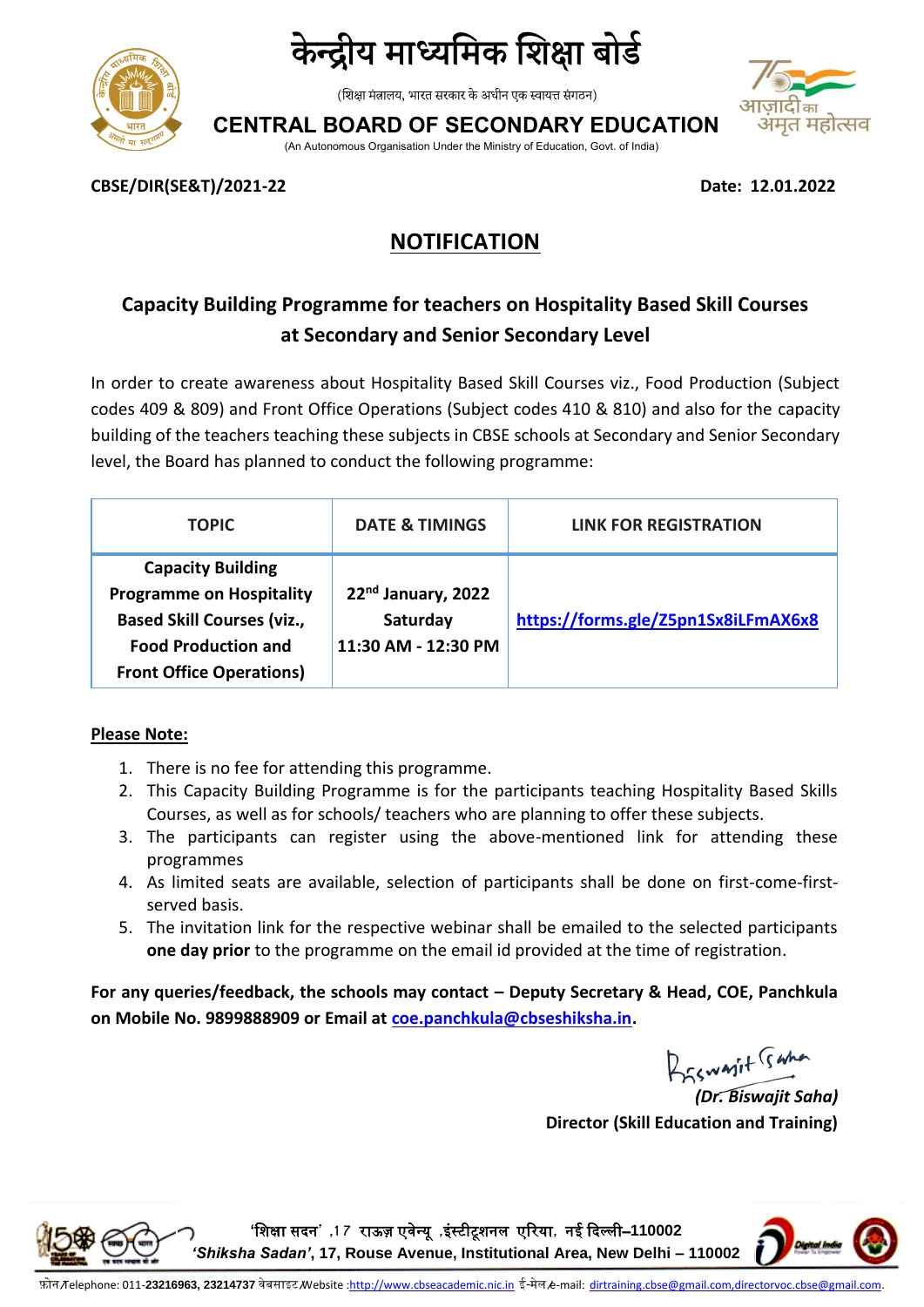# केन्द्रीय माध्यमिक शिक्षा बोर्ड

(शिक्षा मंत्रालय, भारत सरकार के अधीन एक स्वायत्त संगठन)

# CENTRAL BOARD OF SECONDARY EDUCATION

(An Autonomous Organisation Under the Ministry of Education, Govt. of India)

**CBSE/DIR(SE&T)/2021-22** **Date: 12.01.2022**

## NOTIFICATION

### Capacity Building Programme for teachers on Hospitality Based Skill Courses at Secondary and Senior Secondary Level

In order to create awareness about Hospitality Based Skill Courses viz., Food Production (Subject codes 409 & 809) and Front Office Operations (Subject codes 410 & 810) and also for the capacity building of the teachers teaching these subjects in CBSE schools at Secondary and Senior Secondary level, the Board has planned to conduct the following programme:

| TOPIC | DATE & TIMINGS | LINK FOR REGISTRATION |
|---|---|---|
| **Capacity Building Programme on Hospitality Based Skill Courses (viz., Food Production and Front Office Operations)** | **22nd January, 2022 Saturday 11:30 AM - 12:30 PM** | **https://forms.gle/Z5pn1Sx8iLFmAX6x8** |

**Please Note:**

1. There is no fee for attending this programme.
2. This Capacity Building Programme is for the participants teaching Hospitality Based Skills Courses, as well as for schools/ teachers who are planning to offer these subjects.
3. The participants can register using the above-mentioned link for attending these programmes
4. As limited seats are available, selection of participants shall be done on first-come-first-served basis.
5. The invitation link for the respective webinar shall be emailed to the selected participants **one day prior** to the programme on the email id provided at the time of registration.

**For any queries/feedback, the schools may contact – Deputy Secretary & Head, COE, Panchkula on Mobile No. 9899888909 or Email at coe.panchkula@cbseshiksha.in.**

*(Dr. Biswajit Saha)*
**Director (Skill Education and Training)**

'शिक्षा सदन' ,17 राऊज़ एवेन्यू ,इंस्टीटूशनल एरिया, नई दिल्ली–110002
*'Shiksha Sadan'*, 17, Rouse Avenue, Institutional Area, New Delhi – 110002

फ़ोन/Telephone: 011-**23216963, 23214737** वेबसाइट/Website :http://www.cbseacademic.nic.in ई-मेल/e-mail: dirtraining.cbse@gmail.com,directorvoc.cbse@gmail.com.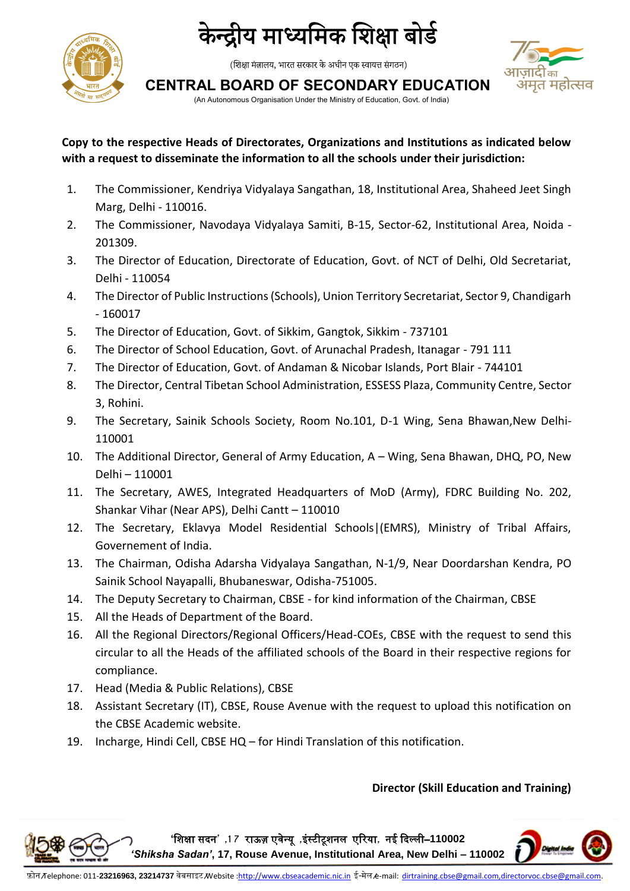# केन्द्रीय माध्यमिक शिक्षा बोर्ड

(शिक्षा मंत्रालय, भारत सरकार के अधीन एक स्वायत्त संगठन)

# CENTRAL BOARD OF SECONDARY EDUCATION

(An Autonomous Organisation Under the Ministry of Education, Govt. of India)

**Copy to the respective Heads of Directorates, Organizations and Institutions as indicated below with a request to disseminate the information to all the schools under their jurisdiction:**

1. The Commissioner, Kendriya Vidyalaya Sangathan, 18, Institutional Area, Shaheed Jeet Singh Marg, Delhi - 110016.
2. The Commissioner, Navodaya Vidyalaya Samiti, B-15, Sector-62, Institutional Area, Noida - 201309.
3. The Director of Education, Directorate of Education, Govt. of NCT of Delhi, Old Secretariat, Delhi - 110054
4. The Director of Public Instructions (Schools), Union Territory Secretariat, Sector 9, Chandigarh - 160017
5. The Director of Education, Govt. of Sikkim, Gangtok, Sikkim - 737101
6. The Director of School Education, Govt. of Arunachal Pradesh, Itanagar - 791 111
7. The Director of Education, Govt. of Andaman & Nicobar Islands, Port Blair - 744101
8. The Director, Central Tibetan School Administration, ESSESS Plaza, Community Centre, Sector 3, Rohini.
9. The Secretary, Sainik Schools Society, Room No.101, D-1 Wing, Sena Bhawan,New Delhi-110001
10. The Additional Director, General of Army Education, A – Wing, Sena Bhawan, DHQ, PO, New Delhi – 110001
11. The Secretary, AWES, Integrated Headquarters of MoD (Army), FDRC Building No. 202, Shankar Vihar (Near APS), Delhi Cantt – 110010
12. The Secretary, Eklavya Model Residential Schools|(EMRS), Ministry of Tribal Affairs, Governement of India.
13. The Chairman, Odisha Adarsha Vidyalaya Sangathan, N-1/9, Near Doordarshan Kendra, PO Sainik School Nayapalli, Bhubaneswar, Odisha-751005.
14. The Deputy Secretary to Chairman, CBSE - for kind information of the Chairman, CBSE
15. All the Heads of Department of the Board.
16. All the Regional Directors/Regional Officers/Head-COEs, CBSE with the request to send this circular to all the Heads of the affiliated schools of the Board in their respective regions for compliance.
17. Head (Media & Public Relations), CBSE
18. Assistant Secretary (IT), CBSE, Rouse Avenue with the request to upload this notification on the CBSE Academic website.
19. Incharge, Hindi Cell, CBSE HQ – for Hindi Translation of this notification.

**Director (Skill Education and Training)**

'शिक्षा सदन' ,17 राऊज़ एवेन्यू ,इंस्टीटूशनल एरिया, नई दिल्ली–110002
***'Shiksha Sadan'*, 17, Rouse Avenue, Institutional Area, New Delhi – 110002**

फ़ोन/Telephone: 011-**23216963, 23214737** वेबसाइट/Website :http://www.cbseacademic.nic.in ई-मेल/e-mail: dirtraining.cbse@gmail.com,directorvoc.cbse@gmail.com.